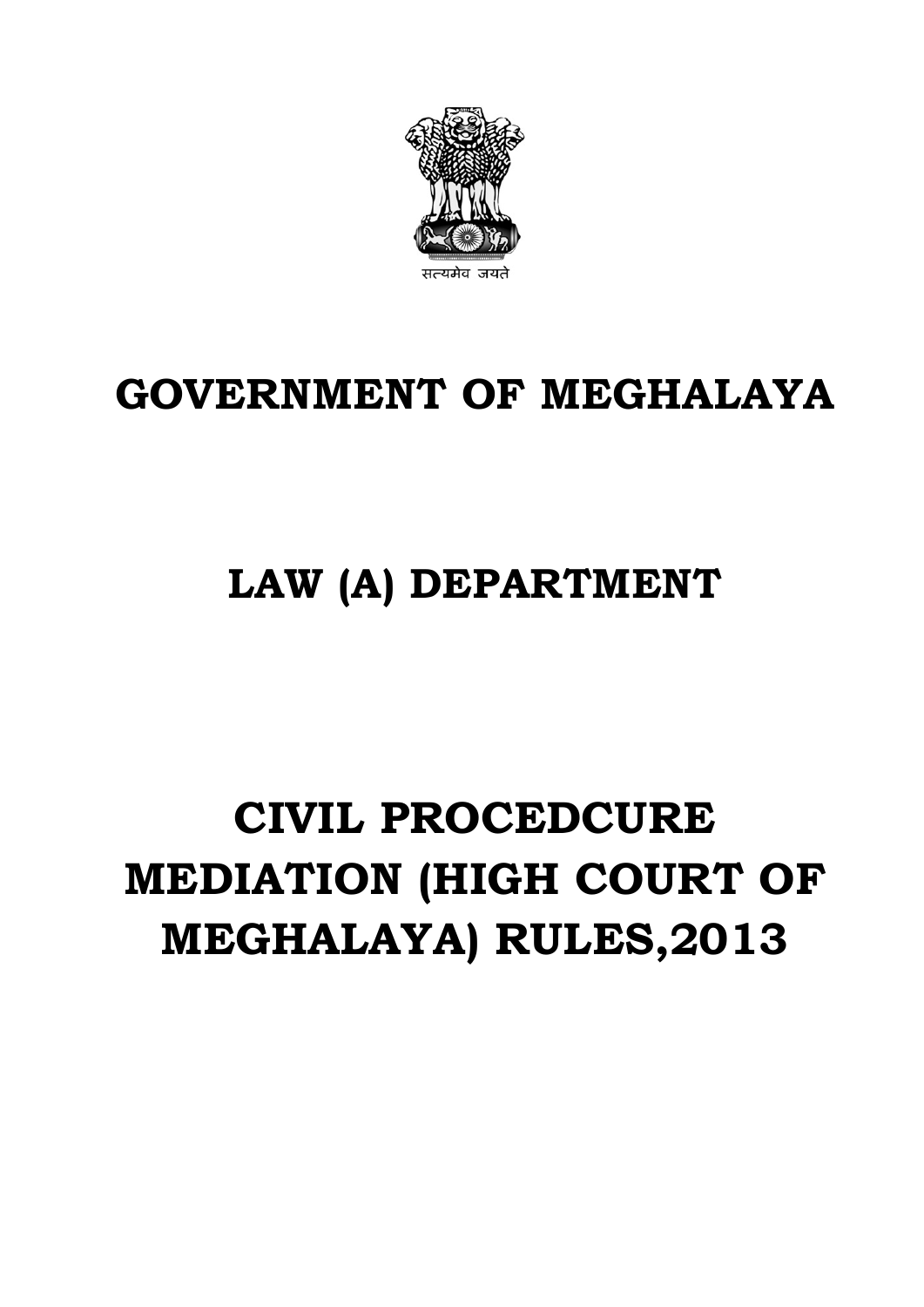सत्यमेव जयते

# GOVERNMENT OF MEGHALAYA

## LAW (A) DEPARTMENT

# CIVIL PROCEDCURE MEDIATION (HIGH COURT OF MEGHALAYA) RULES,2013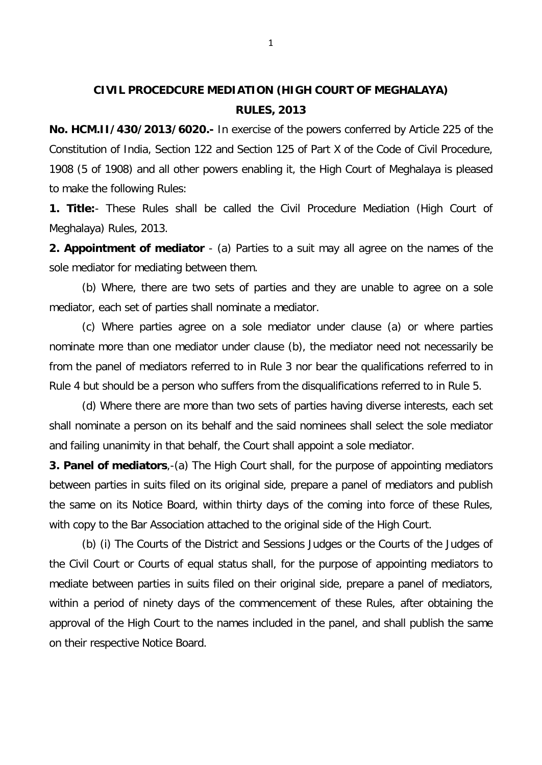# CIVIL PROCEDCURE MEDIATION (HIGH COURT OF MEGHALAYA) RULES, 2013

**No. HCM.II/430/2013/6020.-** In exercise of the powers conferred by Article 225 of the Constitution of India, Section 122 and Section 125 of Part X of the Code of Civil Procedure, 1908 (5 of 1908) and all other powers enabling it, the High Court of Meghalaya is pleased to make the following Rules:

**1. Title:**- These Rules shall be called the Civil Procedure Mediation (High Court of Meghalaya) Rules, 2013.

**2. Appointment of mediator** - (a) Parties to a suit may all agree on the names of the sole mediator for mediating between them.

(b) Where, there are two sets of parties and they are unable to agree on a sole mediator, each set of parties shall nominate a mediator.

(c) Where parties agree on a sole mediator under clause (a) or where parties nominate more than one mediator under clause (b), the mediator need not necessarily be from the panel of mediators referred to in Rule 3 nor bear the qualifications referred to in Rule 4 but should be a person who suffers from the disqualifications referred to in Rule 5.

(d) Where there are more than two sets of parties having diverse interests, each set shall nominate a person on its behalf and the said nominees shall select the sole mediator and failing unanimity in that behalf, the Court shall appoint a sole mediator.

**3. Panel of mediators**,-(a) The High Court shall, for the purpose of appointing mediators between parties in suits filed on its original side, prepare a panel of mediators and publish the same on its Notice Board, within thirty days of the coming into force of these Rules, with copy to the Bar Association attached to the original side of the High Court.

(b) (i) The Courts of the District and Sessions Judges or the Courts of the Judges of the Civil Court or Courts of equal status shall, for the purpose of appointing mediators to mediate between parties in suits filed on their original side, prepare a panel of mediators, within a period of ninety days of the commencement of these Rules, after obtaining the approval of the High Court to the names included in the panel, and shall publish the same on their respective Notice Board.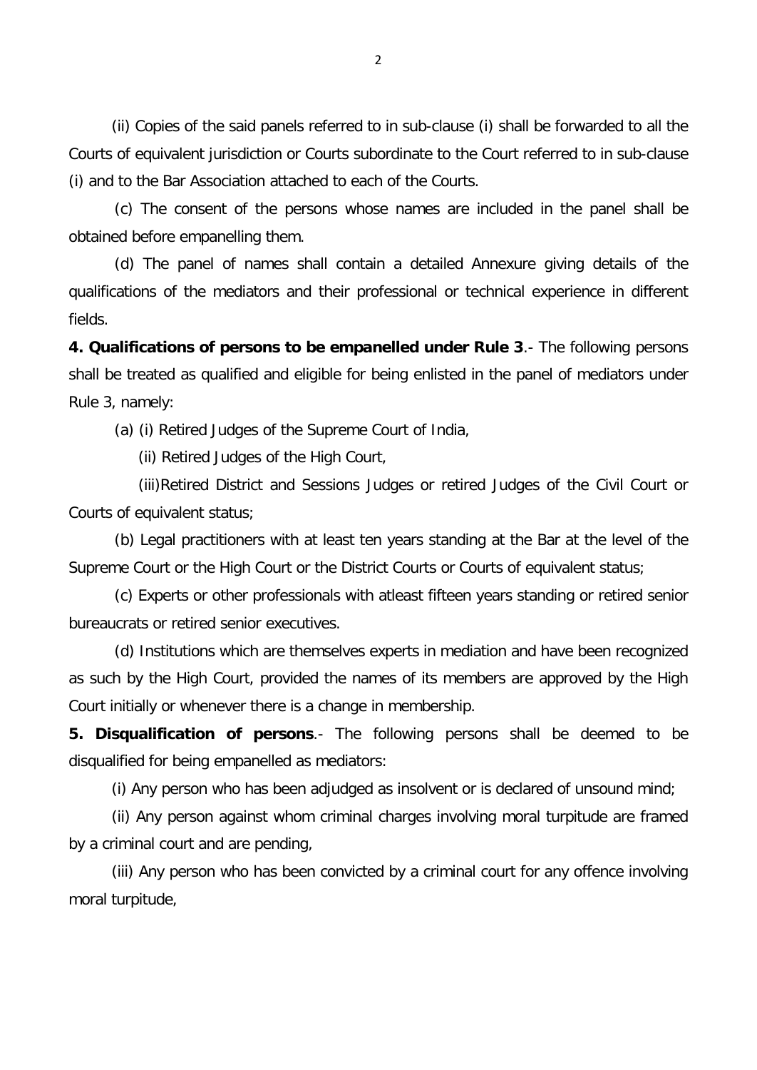(ii) Copies of the said panels referred to in sub-clause (i) shall be forwarded to all the Courts of equivalent jurisdiction or Courts subordinate to the Court referred to in sub-clause (i) and to the Bar Association attached to each of the Courts.

(c) The consent of the persons whose names are included in the panel shall be obtained before empanelling them.

(d) The panel of names shall contain a detailed Annexure giving details of the qualifications of the mediators and their professional or technical experience in different fields.

**4. Qualifications of persons to be empanelled under Rule 3**.- The following persons shall be treated as qualified and eligible for being enlisted in the panel of mediators under Rule 3, namely:

(a) (i) Retired Judges of the Supreme Court of India,

(ii) Retired Judges of the High Court,

(iii)Retired District and Sessions Judges or retired Judges of the Civil Court or Courts of equivalent status;

(b) Legal practitioners with at least ten years standing at the Bar at the level of the Supreme Court or the High Court or the District Courts or Courts of equivalent status;

(c) Experts or other professionals with atleast fifteen years standing or retired senior bureaucrats or retired senior executives.

(d) Institutions which are themselves experts in mediation and have been recognized as such by the High Court, provided the names of its members are approved by the High Court initially or whenever there is a change in membership.

**5. Disqualification of persons**.- The following persons shall be deemed to be disqualified for being empanelled as mediators:

(i) Any person who has been adjudged as insolvent or is declared of unsound mind;

(ii) Any person against whom criminal charges involving moral turpitude are framed by a criminal court and are pending,

(iii) Any person who has been convicted by a criminal court for any offence involving moral turpitude,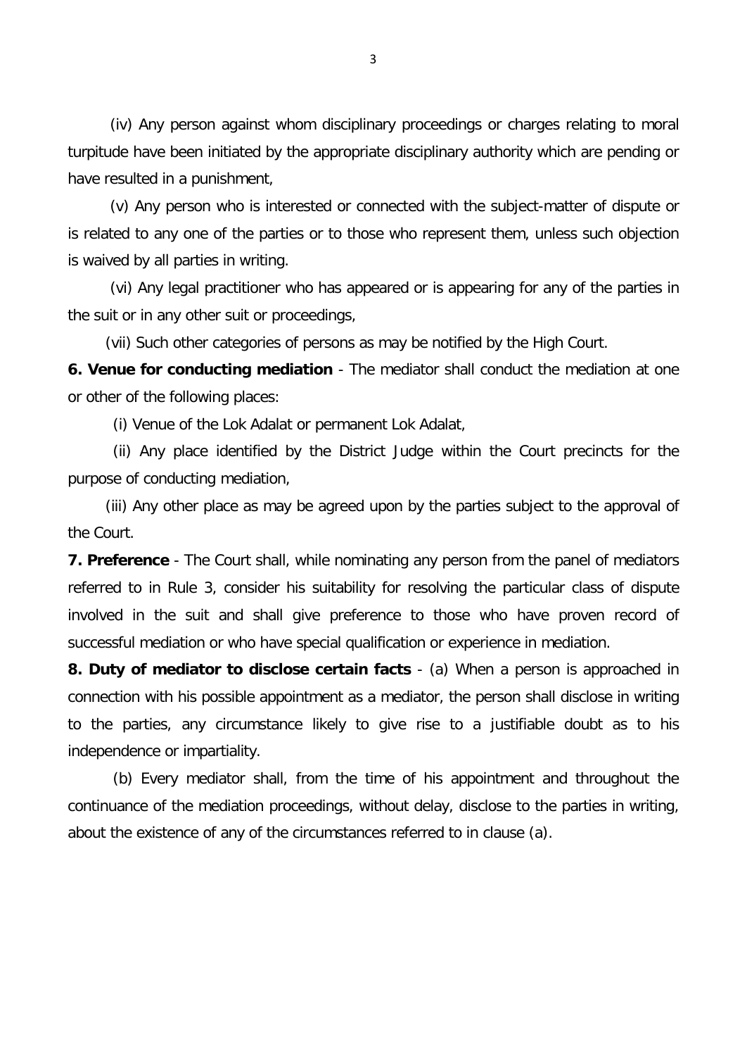(iv) Any person against whom disciplinary proceedings or charges relating to moral turpitude have been initiated by the appropriate disciplinary authority which are pending or have resulted in a punishment,

(v) Any person who is interested or connected with the subject-matter of dispute or is related to any one of the parties or to those who represent them, unless such objection is waived by all parties in writing.

(vi) Any legal practitioner who has appeared or is appearing for any of the parties in the suit or in any other suit or proceedings,

(vii) Such other categories of persons as may be notified by the High Court.

**6. Venue for conducting mediation** - The mediator shall conduct the mediation at one or other of the following places:

(i) Venue of the Lok Adalat or permanent Lok Adalat,

(ii) Any place identified by the District Judge within the Court precincts for the purpose of conducting mediation,

(iii) Any other place as may be agreed upon by the parties subject to the approval of the Court.

**7. Preference** - The Court shall, while nominating any person from the panel of mediators referred to in Rule 3, consider his suitability for resolving the particular class of dispute involved in the suit and shall give preference to those who have proven record of successful mediation or who have special qualification or experience in mediation.

**8. Duty of mediator to disclose certain facts** - (a) When a person is approached in connection with his possible appointment as a mediator, the person shall disclose in writing to the parties, any circumstance likely to give rise to a justifiable doubt as to his independence or impartiality.

(b) Every mediator shall, from the time of his appointment and throughout the continuance of the mediation proceedings, without delay, disclose to the parties in writing, about the existence of any of the circumstances referred to in clause (a).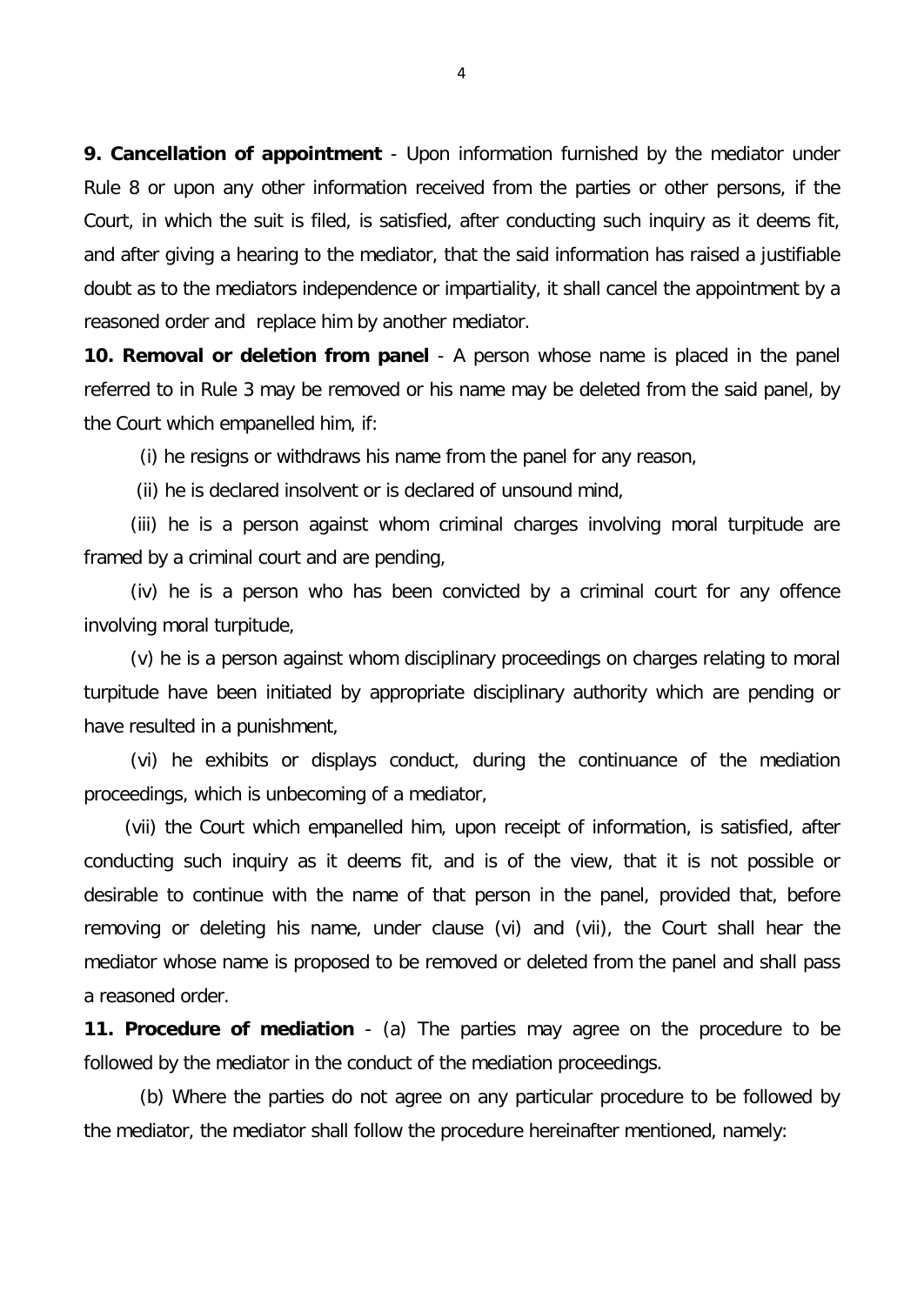**9. Cancellation of appointment** - Upon information furnished by the mediator under Rule 8 or upon any other information received from the parties or other persons, if the Court, in which the suit is filed, is satisfied, after conducting such inquiry as it deems fit, and after giving a hearing to the mediator, that the said information has raised a justifiable doubt as to the mediators independence or impartiality, it shall cancel the appointment by a reasoned order and replace him by another mediator.

**10. Removal or deletion from panel** - A person whose name is placed in the panel referred to in Rule 3 may be removed or his name may be deleted from the said panel, by the Court which empanelled him, if:

(i) he resigns or withdraws his name from the panel for any reason,

(ii) he is declared insolvent or is declared of unsound mind,

(iii) he is a person against whom criminal charges involving moral turpitude are framed by a criminal court and are pending,

(iv) he is a person who has been convicted by a criminal court for any offence involving moral turpitude,

(v) he is a person against whom disciplinary proceedings on charges relating to moral turpitude have been initiated by appropriate disciplinary authority which are pending or have resulted in a punishment,

(vi) he exhibits or displays conduct, during the continuance of the mediation proceedings, which is unbecoming of a mediator,

(vii) the Court which empanelled him, upon receipt of information, is satisfied, after conducting such inquiry as it deems fit, and is of the view, that it is not possible or desirable to continue with the name of that person in the panel, provided that, before removing or deleting his name, under clause (vi) and (vii), the Court shall hear the mediator whose name is proposed to be removed or deleted from the panel and shall pass a reasoned order.

**11. Procedure of mediation** - (a) The parties may agree on the procedure to be followed by the mediator in the conduct of the mediation proceedings.

(b) Where the parties do not agree on any particular procedure to be followed by the mediator, the mediator shall follow the procedure hereinafter mentioned, namely: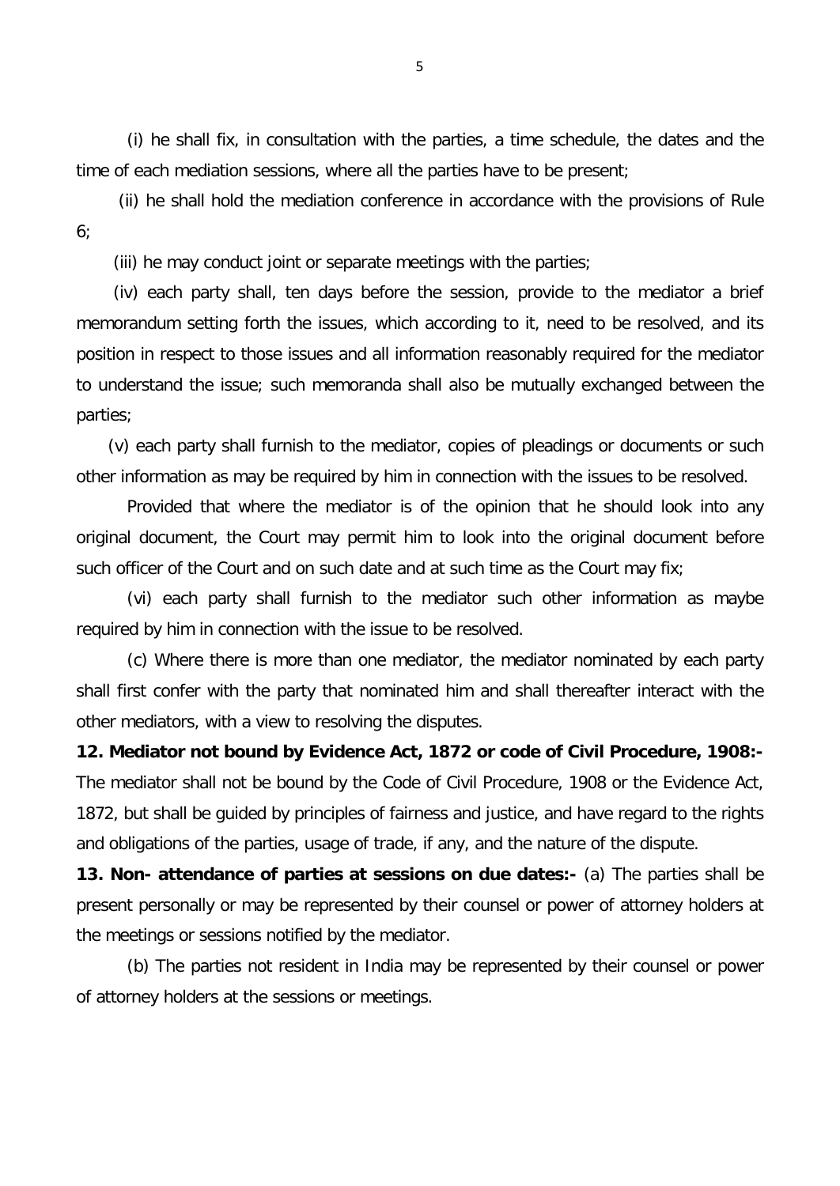(i) he shall fix, in consultation with the parties, a time schedule, the dates and the time of each mediation sessions, where all the parties have to be present;

(ii) he shall hold the mediation conference in accordance with the provisions of Rule 6;

(iii) he may conduct joint or separate meetings with the parties;

(iv) each party shall, ten days before the session, provide to the mediator a brief memorandum setting forth the issues, which according to it, need to be resolved, and its position in respect to those issues and all information reasonably required for the mediator to understand the issue; such memoranda shall also be mutually exchanged between the parties;

(v) each party shall furnish to the mediator, copies of pleadings or documents or such other information as may be required by him in connection with the issues to be resolved.

Provided that where the mediator is of the opinion that he should look into any original document, the Court may permit him to look into the original document before such officer of the Court and on such date and at such time as the Court may fix;

(vi) each party shall furnish to the mediator such other information as maybe required by him in connection with the issue to be resolved.

(c) Where there is more than one mediator, the mediator nominated by each party shall first confer with the party that nominated him and shall thereafter interact with the other mediators, with a view to resolving the disputes.

**12. Mediator not bound by Evidence Act, 1872 or code of Civil Procedure, 1908:-** The mediator shall not be bound by the Code of Civil Procedure, 1908 or the Evidence Act, 1872, but shall be guided by principles of fairness and justice, and have regard to the rights and obligations of the parties, usage of trade, if any, and the nature of the dispute.

**13. Non- attendance of parties at sessions on due dates:-** (a) The parties shall be present personally or may be represented by their counsel or power of attorney holders at the meetings or sessions notified by the mediator.

(b) The parties not resident in India may be represented by their counsel or power of attorney holders at the sessions or meetings.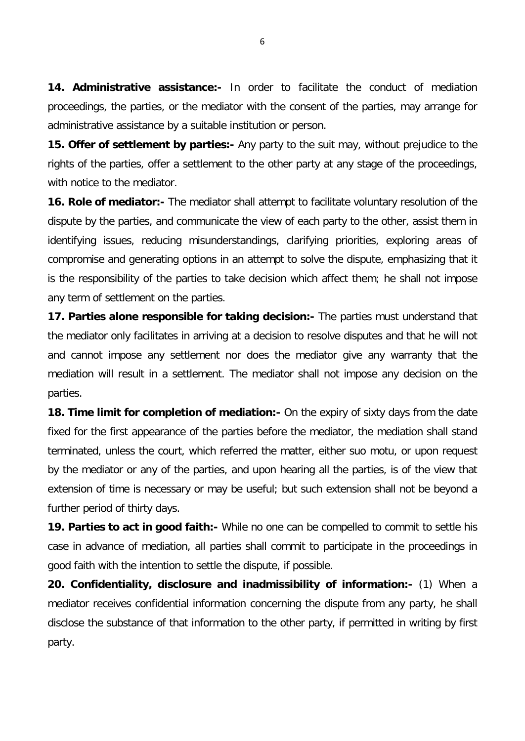**14. Administrative assistance:-** In order to facilitate the conduct of mediation proceedings, the parties, or the mediator with the consent of the parties, may arrange for administrative assistance by a suitable institution or person.

**15. Offer of settlement by parties:-** Any party to the suit may, without prejudice to the rights of the parties, offer a settlement to the other party at any stage of the proceedings, with notice to the mediator.

**16. Role of mediator:-** The mediator shall attempt to facilitate voluntary resolution of the dispute by the parties, and communicate the view of each party to the other, assist them in identifying issues, reducing misunderstandings, clarifying priorities, exploring areas of compromise and generating options in an attempt to solve the dispute, emphasizing that it is the responsibility of the parties to take decision which affect them; he shall not impose any term of settlement on the parties.

**17. Parties alone responsible for taking decision:-** The parties must understand that the mediator only facilitates in arriving at a decision to resolve disputes and that he will not and cannot impose any settlement nor does the mediator give any warranty that the mediation will result in a settlement. The mediator shall not impose any decision on the parties.

**18. Time limit for completion of mediation:-** On the expiry of sixty days from the date fixed for the first appearance of the parties before the mediator, the mediation shall stand terminated, unless the court, which referred the matter, either suo motu, or upon request by the mediator or any of the parties, and upon hearing all the parties, is of the view that extension of time is necessary or may be useful; but such extension shall not be beyond a further period of thirty days.

**19. Parties to act in good faith:-** While no one can be compelled to commit to settle his case in advance of mediation, all parties shall commit to participate in the proceedings in good faith with the intention to settle the dispute, if possible.

**20. Confidentiality, disclosure and inadmissibility of information:-** (1) When a mediator receives confidential information concerning the dispute from any party, he shall disclose the substance of that information to the other party, if permitted in writing by first party.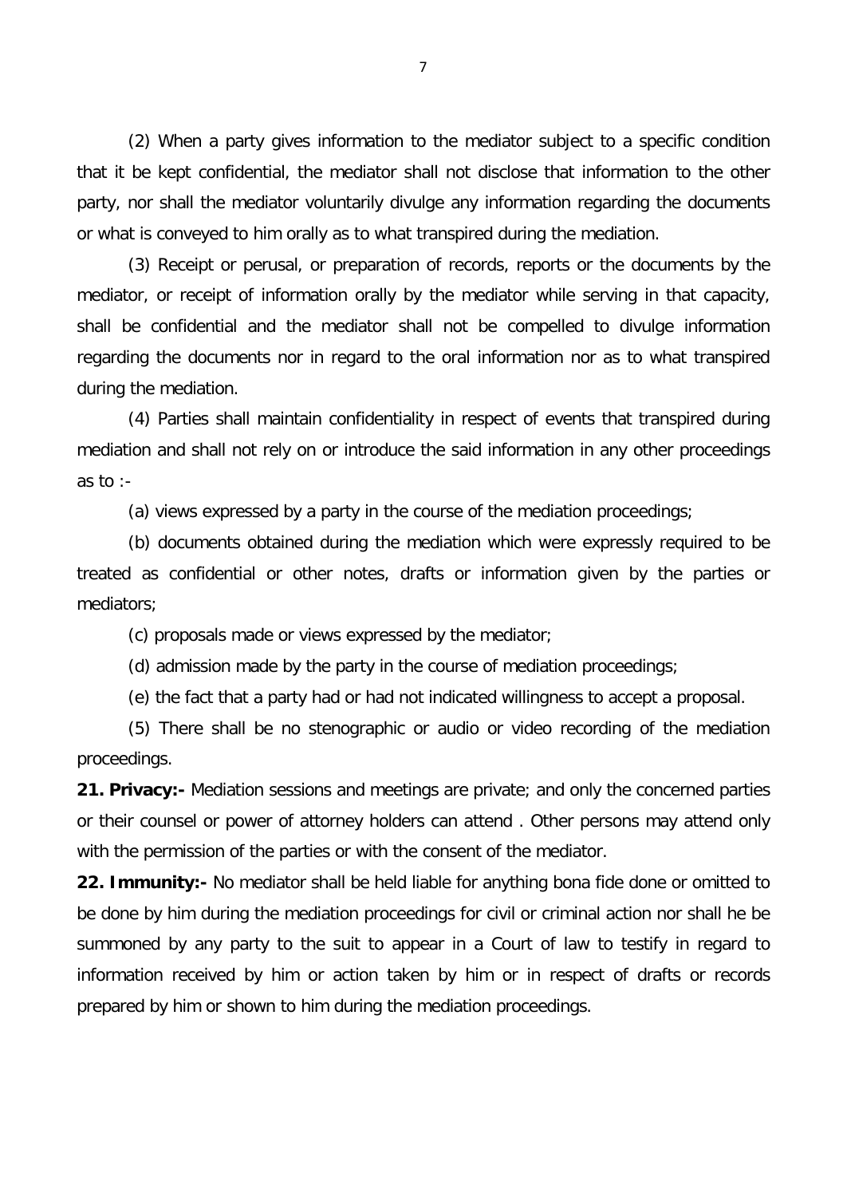(2) When a party gives information to the mediator subject to a specific condition that it be kept confidential, the mediator shall not disclose that information to the other party, nor shall the mediator voluntarily divulge any information regarding the documents or what is conveyed to him orally as to what transpired during the mediation.

(3) Receipt or perusal, or preparation of records, reports or the documents by the mediator, or receipt of information orally by the mediator while serving in that capacity, shall be confidential and the mediator shall not be compelled to divulge information regarding the documents nor in regard to the oral information nor as to what transpired during the mediation.

(4) Parties shall maintain confidentiality in respect of events that transpired during mediation and shall not rely on or introduce the said information in any other proceedings as to :-

(a) views expressed by a party in the course of the mediation proceedings;

(b) documents obtained during the mediation which were expressly required to be treated as confidential or other notes, drafts or information given by the parties or mediators;

(c) proposals made or views expressed by the mediator;

(d) admission made by the party in the course of mediation proceedings;

(e) the fact that a party had or had not indicated willingness to accept a proposal.

(5) There shall be no stenographic or audio or video recording of the mediation proceedings.

**21. Privacy:-** Mediation sessions and meetings are private; and only the concerned parties or their counsel or power of attorney holders can attend . Other persons may attend only with the permission of the parties or with the consent of the mediator.

**22. Immunity:-** No mediator shall be held liable for anything bona fide done or omitted to be done by him during the mediation proceedings for civil or criminal action nor shall he be summoned by any party to the suit to appear in a Court of law to testify in regard to information received by him or action taken by him or in respect of drafts or records prepared by him or shown to him during the mediation proceedings.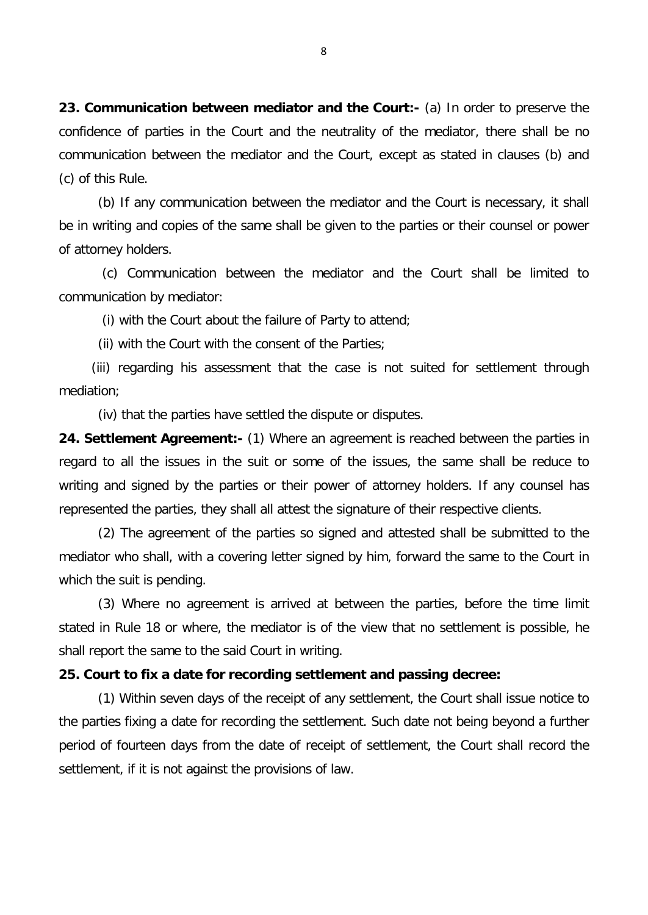**23. Communication between mediator and the Court:-** (a) In order to preserve the confidence of parties in the Court and the neutrality of the mediator, there shall be no communication between the mediator and the Court, except as stated in clauses (b) and (c) of this Rule.

(b) If any communication between the mediator and the Court is necessary, it shall be in writing and copies of the same shall be given to the parties or their counsel or power of attorney holders.

(c) Communication between the mediator and the Court shall be limited to communication by mediator:

(i) with the Court about the failure of Party to attend;

(ii) with the Court with the consent of the Parties;

(iii) regarding his assessment that the case is not suited for settlement through mediation;

(iv) that the parties have settled the dispute or disputes.

**24. Settlement Agreement:-** (1) Where an agreement is reached between the parties in regard to all the issues in the suit or some of the issues, the same shall be reduce to writing and signed by the parties or their power of attorney holders. If any counsel has represented the parties, they shall all attest the signature of their respective clients.

(2) The agreement of the parties so signed and attested shall be submitted to the mediator who shall, with a covering letter signed by him, forward the same to the Court in which the suit is pending.

(3) Where no agreement is arrived at between the parties, before the time limit stated in Rule 18 or where, the mediator is of the view that no settlement is possible, he shall report the same to the said Court in writing.

**25. Court to fix a date for recording settlement and passing decree:**

(1) Within seven days of the receipt of any settlement, the Court shall issue notice to the parties fixing a date for recording the settlement. Such date not being beyond a further period of fourteen days from the date of receipt of settlement, the Court shall record the settlement, if it is not against the provisions of law.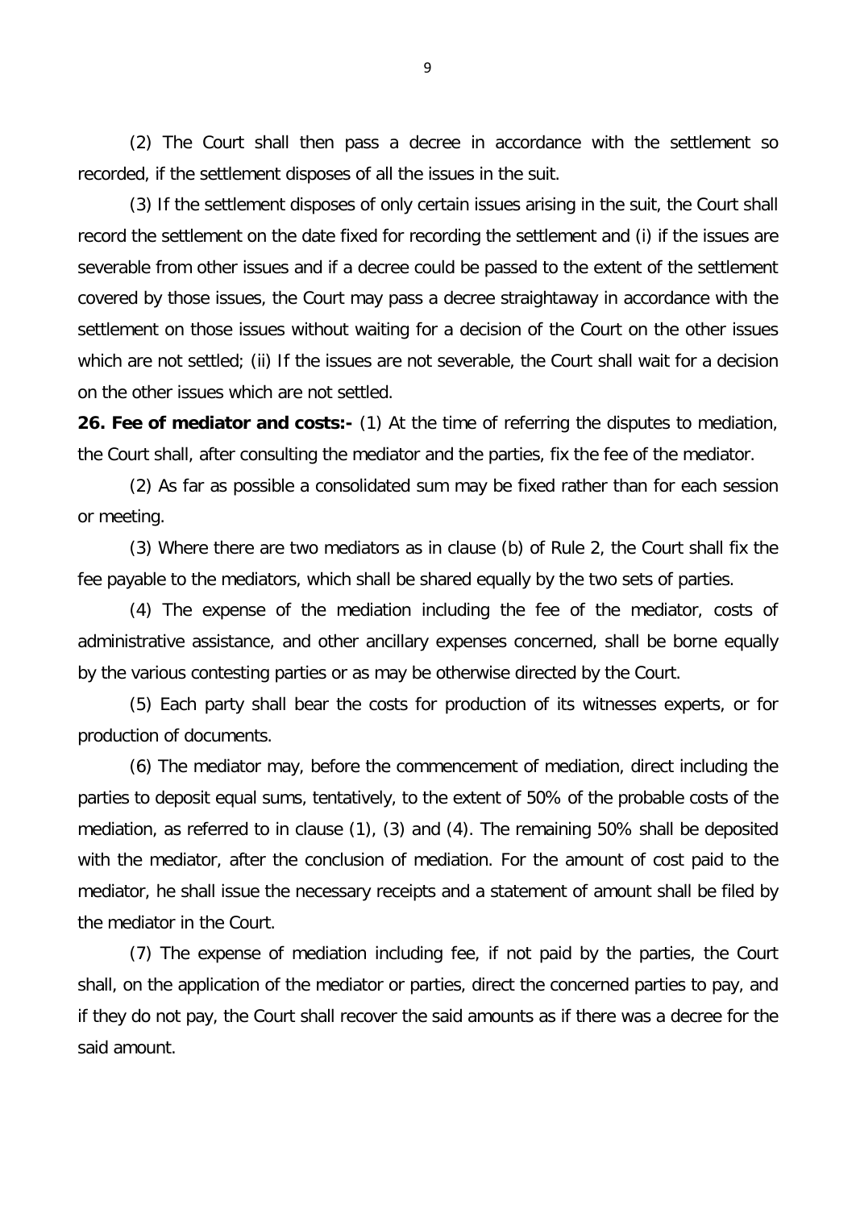(2) The Court shall then pass a decree in accordance with the settlement so recorded, if the settlement disposes of all the issues in the suit.

(3) If the settlement disposes of only certain issues arising in the suit, the Court shall record the settlement on the date fixed for recording the settlement and (i) if the issues are severable from other issues and if a decree could be passed to the extent of the settlement covered by those issues, the Court may pass a decree straightaway in accordance with the settlement on those issues without waiting for a decision of the Court on the other issues which are not settled; (ii) If the issues are not severable, the Court shall wait for a decision on the other issues which are not settled.

**26. Fee of mediator and costs:-** (1) At the time of referring the disputes to mediation, the Court shall, after consulting the mediator and the parties, fix the fee of the mediator.

(2) As far as possible a consolidated sum may be fixed rather than for each session or meeting.

(3) Where there are two mediators as in clause (b) of Rule 2, the Court shall fix the fee payable to the mediators, which shall be shared equally by the two sets of parties.

(4) The expense of the mediation including the fee of the mediator, costs of administrative assistance, and other ancillary expenses concerned, shall be borne equally by the various contesting parties or as may be otherwise directed by the Court.

(5) Each party shall bear the costs for production of its witnesses experts, or for production of documents.

(6) The mediator may, before the commencement of mediation, direct including the parties to deposit equal sums, tentatively, to the extent of 50% of the probable costs of the mediation, as referred to in clause (1), (3) and (4). The remaining 50% shall be deposited with the mediator, after the conclusion of mediation. For the amount of cost paid to the mediator, he shall issue the necessary receipts and a statement of amount shall be filed by the mediator in the Court.

(7) The expense of mediation including fee, if not paid by the parties, the Court shall, on the application of the mediator or parties, direct the concerned parties to pay, and if they do not pay, the Court shall recover the said amounts as if there was a decree for the said amount.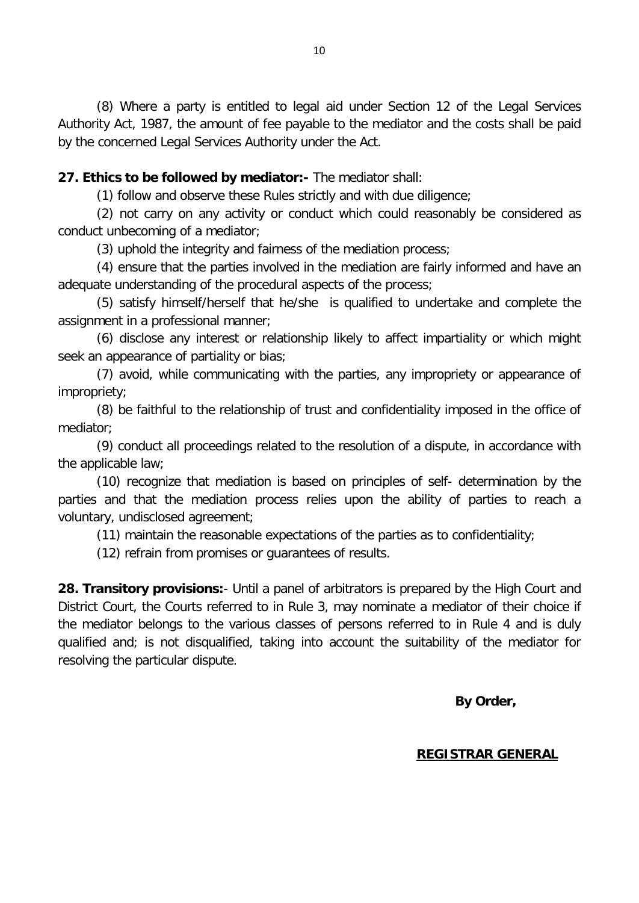(8) Where a party is entitled to legal aid under Section 12 of the Legal Services Authority Act, 1987, the amount of fee payable to the mediator and the costs shall be paid by the concerned Legal Services Authority under the Act.

**27. Ethics to be followed by mediator:-** The mediator shall:

(1) follow and observe these Rules strictly and with due diligence;

(2) not carry on any activity or conduct which could reasonably be considered as conduct unbecoming of a mediator;

(3) uphold the integrity and fairness of the mediation process;

(4) ensure that the parties involved in the mediation are fairly informed and have an adequate understanding of the procedural aspects of the process;

(5) satisfy himself/herself that he/she is qualified to undertake and complete the assignment in a professional manner;

(6) disclose any interest or relationship likely to affect impartiality or which might seek an appearance of partiality or bias;

(7) avoid, while communicating with the parties, any impropriety or appearance of impropriety;

(8) be faithful to the relationship of trust and confidentiality imposed in the office of mediator;

(9) conduct all proceedings related to the resolution of a dispute, in accordance with the applicable law;

(10) recognize that mediation is based on principles of self- determination by the parties and that the mediation process relies upon the ability of parties to reach a voluntary, undisclosed agreement;

(11) maintain the reasonable expectations of the parties as to confidentiality;

(12) refrain from promises or guarantees of results.

**28. Transitory provisions:**- Until a panel of arbitrators is prepared by the High Court and District Court, the Courts referred to in Rule 3, may nominate a mediator of their choice if the mediator belongs to the various classes of persons referred to in Rule 4 and is duly qualified and; is not disqualified, taking into account the suitability of the mediator for resolving the particular dispute.

**By Order,**

**REGISTRAR GENERAL**